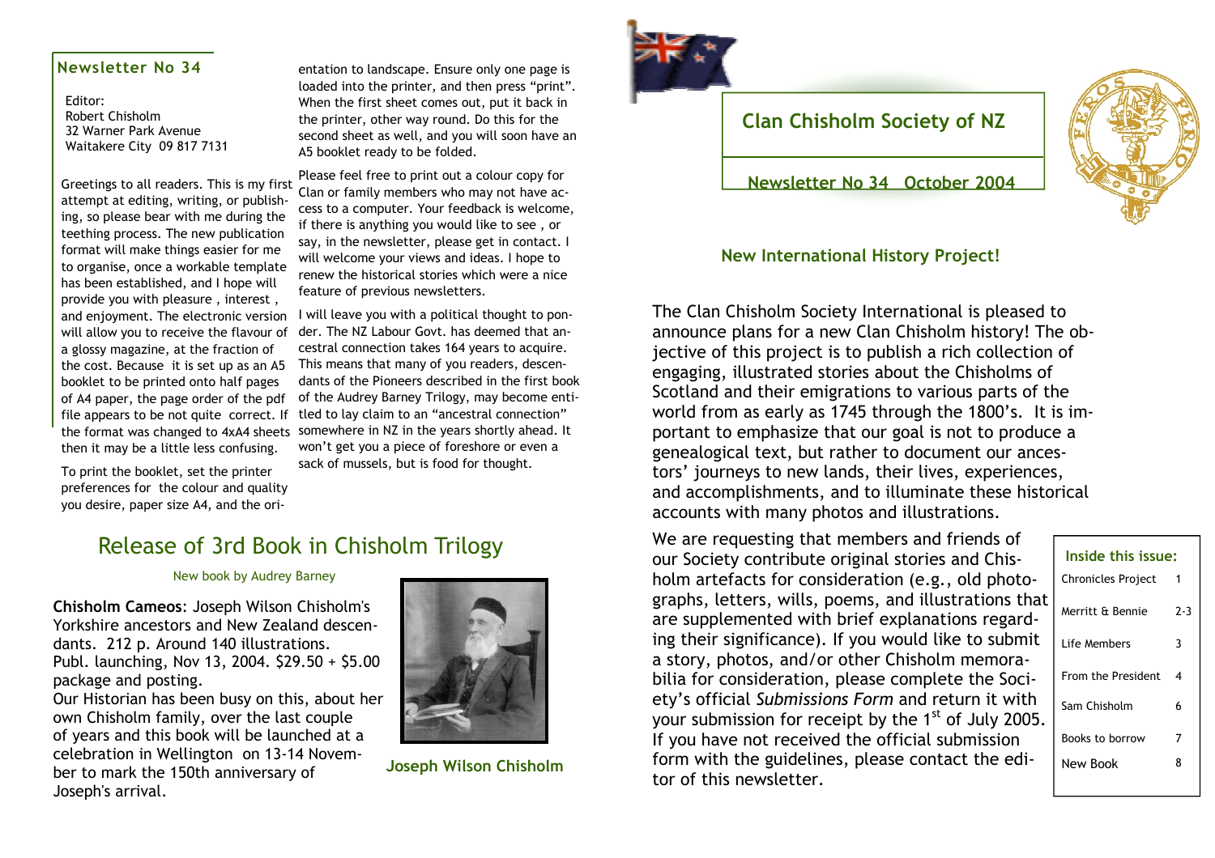# Clan Chisholm Society of NZ

## Newsletter No 34 October 2004

## Newsletter No 34

Editor:
Robert Chisholm
32 Warner Park Avenue
Waitakere City 09 817 7131

Greetings to all readers. This is my first attempt at editing, writing, or publishing, so please bear with me during the teething process. The new publication format will make things easier for me to organise, once a workable template has been established, and I hope will provide you with pleasure , interest , and enjoyment. The electronic version will allow you to receive the flavour of a glossy magazine, at the fraction of the cost. Because it is set up as an A5 booklet to be printed onto half pages of A4 paper, the page order of the pdf file appears to be not quite correct. If the format was changed to 4xA4 sheets then it may be a little less confusing.

To print the booklet, set the printer preferences for the colour and quality you desire, paper size A4, and the orientation to landscape. Ensure only one page is loaded into the printer, and then press "print". When the first sheet comes out, put it back in the printer, other way round. Do this for the second sheet as well, and you will soon have an A5 booklet ready to be folded.

Please feel free to print out a colour copy for Clan or family members who may not have access to a computer. Your feedback is welcome, if there is anything you would like to see , or say, in the newsletter, please get in contact. I will welcome your views and ideas. I hope to renew the historical stories which were a nice feature of previous newsletters.

I will leave you with a political thought to ponder. The NZ Labour Govt. has deemed that ancestral connection takes 164 years to acquire. This means that many of you readers, descendants of the Pioneers described in the first book of the Audrey Barney Trilogy, may become entitled to lay claim to an "ancestral connection" somewhere in NZ in the years shortly ahead. It won't get you a piece of foreshore or even a sack of mussels, but is food for thought.

## Release of 3rd Book in Chisholm Trilogy

New book by Audrey Barney

**Chisholm Cameos**: Joseph Wilson Chisholm's Yorkshire ancestors and New Zealand descendants. 212 p. Around 140 illustrations. Publ. launching, Nov 13, 2004. $29.50 + $5.00 package and posting.

Our Historian has been busy on this, about her own Chisholm family, over the last couple of years and this book will be launched at a celebration in Wellington on 13-14 November to mark the 150th anniversary of Joseph's arrival.

**Joseph Wilson Chisholm**

## New International History Project!

The Clan Chisholm Society International is pleased to announce plans for a new Clan Chisholm history! The objective of this project is to publish a rich collection of engaging, illustrated stories about the Chisholms of Scotland and their emigrations to various parts of the world from as early as 1745 through the 1800's. It is important to emphasize that our goal is not to produce a genealogical text, but rather to document our ancestors' journeys to new lands, their lives, experiences, and accomplishments, and to illuminate these historical accounts with many photos and illustrations.

We are requesting that members and friends of our Society contribute original stories and Chisholm artefacts for consideration (e.g., old photographs, letters, wills, poems, and illustrations that are supplemented with brief explanations regarding their significance). If you would like to submit a story, photos, and/or other Chisholm memorabilia for consideration, please complete the Society's official *Submissions Form* and return it with your submission for receipt by the 1st of July 2005. If you have not received the official submission form with the guidelines, please contact the editor of this newsletter.

### Inside this issue:

| | |
|---|---|
| Chronicles Project | 1 |
| Merritt & Bennie | 2-3 |
| Life Members | 3 |
| From the President | 4 |
| Sam Chisholm | 6 |
| Books to borrow | 7 |
| New Book | 8 |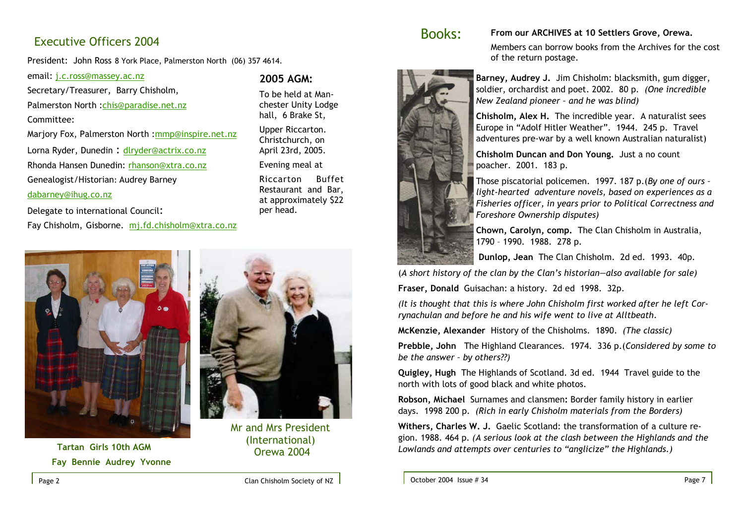## Executive Officers 2004

President: John Ross 8 York Place, Palmerston North (06) 357 4614.

email: j.c.ross@massey.ac.nz

Secretary/Treasurer, Barry Chisholm,

Palmerston North :chis@paradise.net.nz

Committee:

Marjory Fox, Palmerston North :mmp@inspire.net.nz

Lorna Ryder, Dunedin : dlryder@actrix.co.nz

Rhonda Hansen Dunedin: rhanson@xtra.co.nz

Genealogist/Historian: Audrey Barney

dabarney@ihug.co.nz

Delegate to international Council:

Fay Chisholm, Gisborne. mj.fd.chisholm@xtra.co.nz

### 2005 AGM:

To be held at Manchester Unity Lodge hall, 6 Brake St,

Upper Riccarton. Christchurch, on April 23rd, 2005.

Evening meal at

Riccarton Buffet Restaurant and Bar, at approximately $22 per head.

**Tartan Girls 10th AGM**

**Fay Bennie Audrey Yvonne**

Mr and Mrs President (International) Orewa 2004

## Books:

**From our ARCHIVES at 10 Settlers Grove, Orewa.**

Members can borrow books from the Archives for the cost of the return postage.

**Barney, Audrey J.** Jim Chisholm: blacksmith, gum digger, soldier, orchardist and poet. 2002. 80 p. *(One incredible New Zealand pioneer – and he was blind)*

**Chisholm, Alex H.** The incredible year. A naturalist sees Europe in "Adolf Hitler Weather". 1944. 245 p. Travel adventures pre-war by a well known Australian naturalist)

**Chisholm Duncan and Don Young.** Just a no count poacher. 2001. 183 p.

Those piscatorial policemen. 1997. 187 p.(*By one of ours – light-hearted adventure novels, based on experiences as a Fisheries officer, in years prior to Political Correctness and Foreshore Ownership disputes)*

**Chown, Carolyn, comp.** The Clan Chisholm in Australia, 1790 – 1990. 1988. 278 p.

**Dunlop, Jean** The Clan Chisholm. 2d ed. 1993. 40p.

(*A short history of the clan by the Clan's historian—also available for sale)*

**Fraser, Donald** Guisachan: a history. 2d ed 1998. 32p.

*(It is thought that this is where John Chisholm first worked after he left Corrynachulan and before he and his wife went to live at Alltbeath.*

**McKenzie, Alexander** History of the Chisholms. 1890. *(The classic)*

**Prebble, John** The Highland Clearances. 1974. 336 p.(*Considered by some to be the answer – by others??)*

**Quigley, Hugh** The Highlands of Scotland. 3d ed. 1944 Travel guide to the north with lots of good black and white photos.

**Robson, Michael** Surnames and clansmen: Border family history in earlier days. 1998 200 p. *(Rich in early Chisholm materials from the Borders)*

**Withers, Charles W. J.** Gaelic Scotland: the transformation of a culture region. 1988. 464 p. *(A serious look at the clash between the Highlands and the Lowlands and attempts over centuries to "anglicize" the Highlands.)*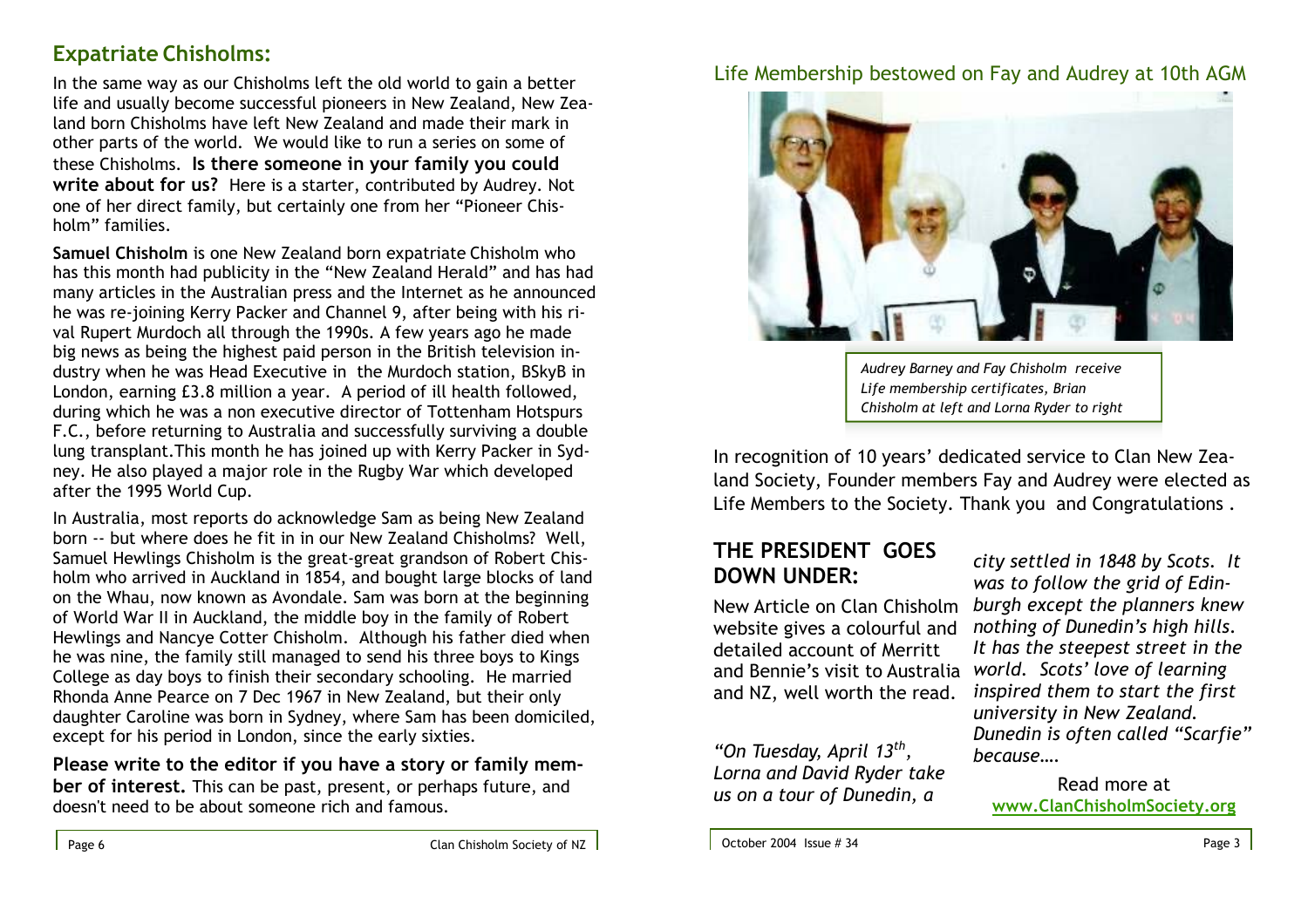## Expatriate Chisholms:

In the same way as our Chisholms left the old world to gain a better life and usually become successful pioneers in New Zealand, New Zealand born Chisholms have left New Zealand and made their mark in other parts of the world. We would like to run a series on some of these Chisholms. **Is there someone in your family you could write about for us?** Here is a starter, contributed by Audrey. Not one of her direct family, but certainly one from her "Pioneer Chisholm" families.

**Samuel Chisholm** is one New Zealand born expatriate Chisholm who has this month had publicity in the "New Zealand Herald" and has had many articles in the Australian press and the Internet as he announced he was re-joining Kerry Packer and Channel 9, after being with his rival Rupert Murdoch all through the 1990s. A few years ago he made big news as being the highest paid person in the British television industry when he was Head Executive in the Murdoch station, BSkyB in London, earning £3.8 million a year. A period of ill health followed, during which he was a non executive director of Tottenham Hotspurs F.C., before returning to Australia and successfully surviving a double lung transplant.This month he has joined up with Kerry Packer in Sydney. He also played a major role in the Rugby War which developed after the 1995 World Cup.

In Australia, most reports do acknowledge Sam as being New Zealand born -- but where does he fit in in our New Zealand Chisholms? Well, Samuel Hewlings Chisholm is the great-great grandson of Robert Chisholm who arrived in Auckland in 1854, and bought large blocks of land on the Whau, now known as Avondale. Sam was born at the beginning of World War II in Auckland, the middle boy in the family of Robert Hewlings and Nancye Cotter Chisholm. Although his father died when he was nine, the family still managed to send his three boys to Kings College as day boys to finish their secondary schooling. He married Rhonda Anne Pearce on 7 Dec 1967 in New Zealand, but their only daughter Caroline was born in Sydney, where Sam has been domiciled, except for his period in London, since the early sixties.

**Please write to the editor if you have a story or family member of interest.** This can be past, present, or perhaps future, and doesn't need to be about someone rich and famous.

## Life Membership bestowed on Fay and Audrey at 10th AGM

*Audrey Barney and Fay Chisholm receive Life membership certificates, Brian Chisholm at left and Lorna Ryder to right*

In recognition of 10 years' dedicated service to Clan New Zealand Society, Founder members Fay and Audrey were elected as Life Members to the Society. Thank you and Congratulations .

## THE PRESIDENT GOES DOWN UNDER:

New Article on Clan Chisholm website gives a colourful and detailed account of Merritt and Bennie's visit to Australia and NZ, well worth the read.

*"On Tuesday, April 13th, Lorna and David Ryder take us on a tour of Dunedin, a city settled in 1848 by Scots. It was to follow the grid of Edinburgh except the planners knew nothing of Dunedin's high hills. It has the steepest street in the world. Scots' love of learning inspired them to start the first university in New Zealand. Dunedin is often called "Scarfie" because….*

Read more at **www.ClanChisholmSociety.org**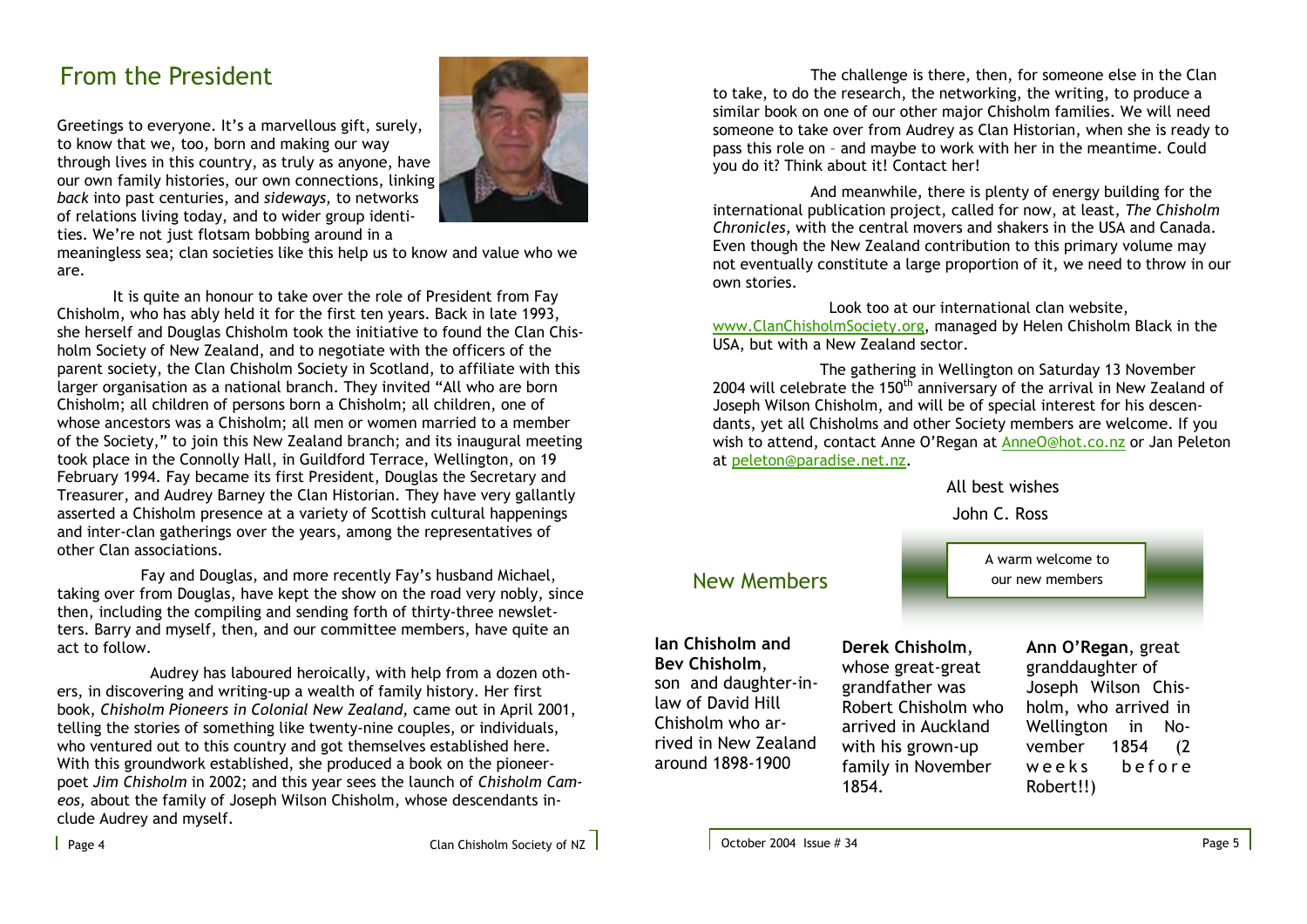## From the President

Greetings to everyone. It's a marvellous gift, surely, to know that we, too, born and making our way through lives in this country, as truly as anyone, have our own family histories, our own connections, linking *back* into past centuries, and *sideways,* to networks of relations living today, and to wider group identities. We're not just flotsam bobbing around in a meaningless sea; clan societies like this help us to know and value who we are.

It is quite an honour to take over the role of President from Fay Chisholm, who has ably held it for the first ten years. Back in late 1993, she herself and Douglas Chisholm took the initiative to found the Clan Chisholm Society of New Zealand, and to negotiate with the officers of the parent society, the Clan Chisholm Society in Scotland, to affiliate with this larger organisation as a national branch. They invited "All who are born Chisholm; all children of persons born a Chisholm; all children, one of whose ancestors was a Chisholm; all men or women married to a member of the Society," to join this New Zealand branch; and its inaugural meeting took place in the Connolly Hall, in Guildford Terrace, Wellington, on 19 February 1994. Fay became its first President, Douglas the Secretary and Treasurer, and Audrey Barney the Clan Historian. They have very gallantly asserted a Chisholm presence at a variety of Scottish cultural happenings and inter-clan gatherings over the years, among the representatives of other Clan associations.

Fay and Douglas, and more recently Fay's husband Michael, taking over from Douglas, have kept the show on the road very nobly, since then, including the compiling and sending forth of thirty-three newsletters. Barry and myself, then, and our committee members, have quite an act to follow.

Audrey has laboured heroically, with help from a dozen others, in discovering and writing-up a wealth of family history. Her first book, *Chisholm Pioneers in Colonial New Zealand,* came out in April 2001, telling the stories of something like twenty-nine couples, or individuals, who ventured out to this country and got themselves established here. With this groundwork established, she produced a book on the pioneer-poet *Jim Chisholm* in 2002; and this year sees the launch of *Chisholm Cameos,* about the family of Joseph Wilson Chisholm, whose descendants include Audrey and myself.

The challenge is there, then, for someone else in the Clan to take, to do the research, the networking, the writing, to produce a similar book on one of our other major Chisholm families. We will need someone to take over from Audrey as Clan Historian, when she is ready to pass this role on – and maybe to work with her in the meantime. Could you do it? Think about it! Contact her!

And meanwhile, there is plenty of energy building for the international publication project, called for now, at least, *The Chisholm Chronicles,* with the central movers and shakers in the USA and Canada. Even though the New Zealand contribution to this primary volume may not eventually constitute a large proportion of it, we need to throw in our own stories.

Look too at our international clan website, www.ClanChisholmSociety.org, managed by Helen Chisholm Black in the USA, but with a New Zealand sector.

The gathering in Wellington on Saturday 13 November 2004 will celebrate the 150th anniversary of the arrival in New Zealand of Joseph Wilson Chisholm, and will be of special interest for his descendants, yet all Chisholms and other Society members are welcome. If you wish to attend, contact Anne O'Regan at AnneO@hot.co.nz or Jan Peleton at peleton@paradise.net.nz.

All best wishes

John C. Ross

## New Members

A warm welcome to our new members

**Ian Chisholm and Bev Chisholm**, son and daughter-in-law of David Hill Chisholm who arrived in New Zealand around 1898-1900

**Derek Chisholm**, whose great-great grandfather was Robert Chisholm who arrived in Auckland with his grown-up family in November 1854.

**Ann O'Regan**, great granddaughter of Joseph Wilson Chisholm, who arrived in Wellington in November 1854 (2 weeks before Robert!!)